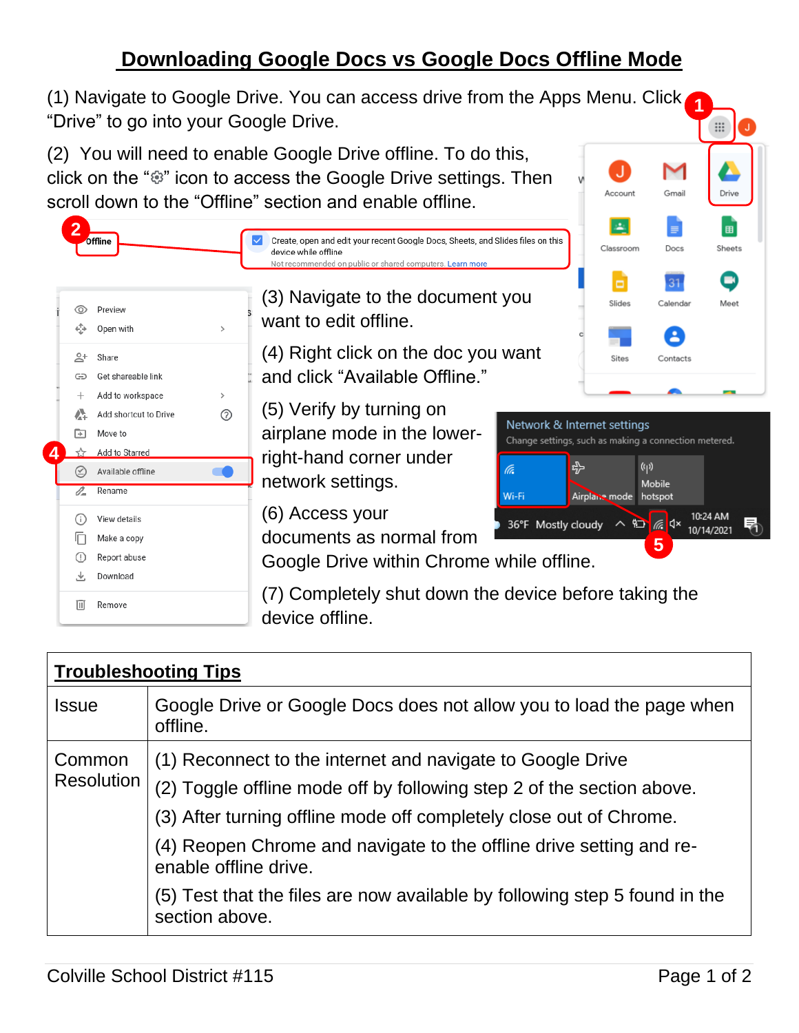# Downloading Google Docs vs Google Docs Offline Mode

(1) Navigate to Google Drive. You can access drive from the Apps Menu. Click "Drive" to go into your Google Drive.

(2) You will need to enable Google Drive offline. To do this, click on the "⚙" icon to access the Google Drive settings. Then scroll down to the "Offline" section and enable offline.

(3) Navigate to the document you want to edit offline.

(4) Right click on the doc you want and click "Available Offline."

(5) Verify by turning on airplane mode in the lower-right-hand corner under network settings.

(6) Access your documents as normal from Google Drive within Chrome while offline.

(7) Completely shut down the device before taking the device offline.

| Troubleshooting Tips | |
|---|---|
| Issue | Google Drive or Google Docs does not allow you to load the page when offline. |
| Common Resolution | (1) Reconnect to the internet and navigate to Google Drive<br>(2) Toggle offline mode off by following step 2 of the section above.<br>(3) After turning offline mode off completely close out of Chrome.<br>(4) Reopen Chrome and navigate to the offline drive setting and re-enable offline drive.<br>(5) Test that the files are now available by following step 5 found in the section above. |

Colville School District #115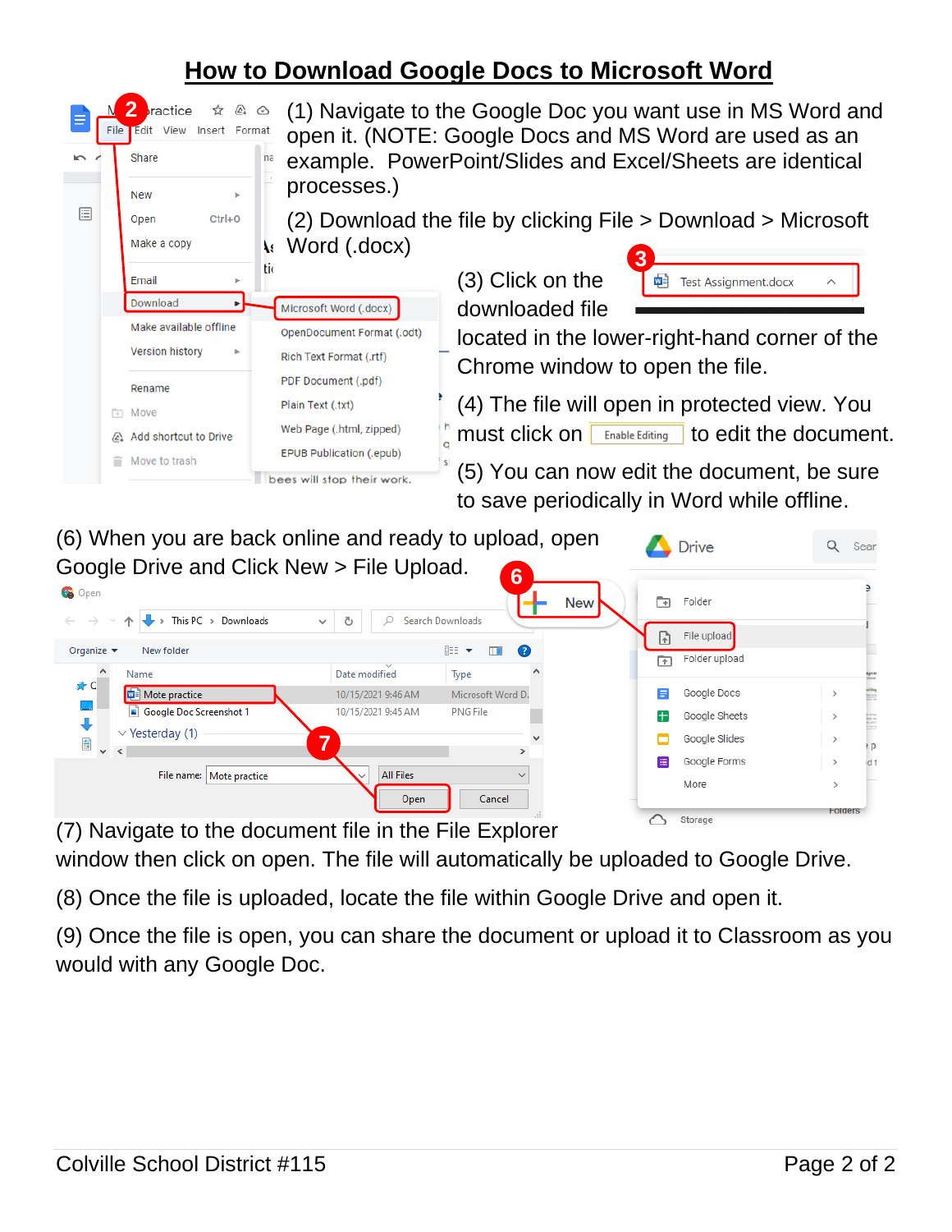# How to Download Google Docs to Microsoft Word

(1) Navigate to the Google Doc you want use in MS Word and open it. (NOTE: Google Docs and MS Word are used as an example. PowerPoint/Slides and Excel/Sheets are identical processes.)

(2) Download the file by clicking File > Download > Microsoft Word (.docx)

(3) Click on the downloaded file located in the lower-right-hand corner of the Chrome window to open the file.

(4) The file will open in protected view. You must click on Enable Editing to edit the document.

(5) You can now edit the document, be sure to save periodically in Word while offline.

(6) When you are back online and ready to upload, open Google Drive and Click New > File Upload.

(7) Navigate to the document file in the File Explorer window then click on open. The file will automatically be uploaded to Google Drive.

(8) Once the file is uploaded, locate the file within Google Drive and open it.

(9) Once the file is open, you can share the document or upload it to Classroom as you would with any Google Doc.

Colville School District #115